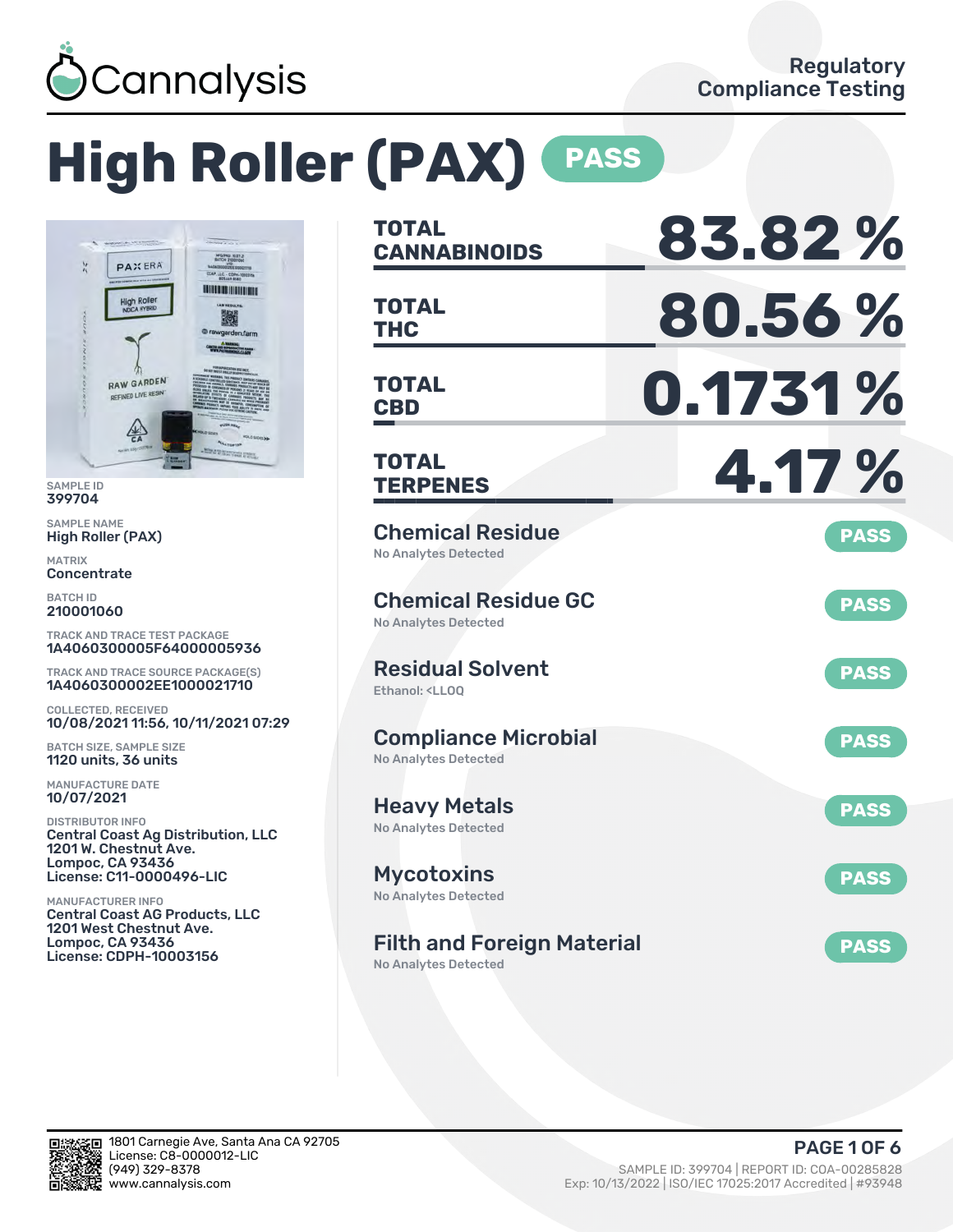Cannalysis

Regulatory Compliance Testing

# High Roller (PAX) PASS

SAMPLE ID
399704

SAMPLE NAME
High Roller (PAX)

MATRIX
Concentrate

BATCH ID
210001060

TRACK AND TRACE TEST PACKAGE
1A4060300005F64000005936

TRACK AND TRACE SOURCE PACKAGE(S)
1A4060300002EE1000021710

COLLECTED, RECEIVED
10/08/2021 11:56, 10/11/2021 07:29

BATCH SIZE, SAMPLE SIZE
1120 units, 36 units

MANUFACTURE DATE
10/07/2021

DISTRIBUTOR INFO
Central Coast Ag Distribution, LLC
1201 W. Chestnut Ave.
Lompoc, CA 93436
License: C11-0000496-LIC

MANUFACTURER INFO
Central Coast AG Products, LLC
1201 West Chestnut Ave.
Lompoc, CA 93436
License: CDPH-10003156

| | |
|---|---|
| **TOTAL CANNABINOIDS** | **83.82 %** |
| **TOTAL THC** | **80.56 %** |
| **TOTAL CBD** | **0.1731 %** |
| **TOTAL TERPENES** | **4.17 %** |

| Test | Result | Status |
|---|---|---|
| Chemical Residue | No Analytes Detected | PASS |
| Chemical Residue GC | No Analytes Detected | PASS |
| Residual Solvent | Ethanol: <LLOQ | PASS |
| Compliance Microbial | No Analytes Detected | PASS |
| Heavy Metals | No Analytes Detected | PASS |
| Mycotoxins | No Analytes Detected | PASS |
| Filth and Foreign Material | No Analytes Detected | PASS |

1801 Carnegie Ave, Santa Ana CA 92705
License: C8-0000012-LIC
(949) 329-8378
www.cannalysis.com

SAMPLE ID: 399704 | REPORT ID: COA-00285828
Exp: 10/13/2022 | ISO/IEC 17025:2017 Accredited | #93948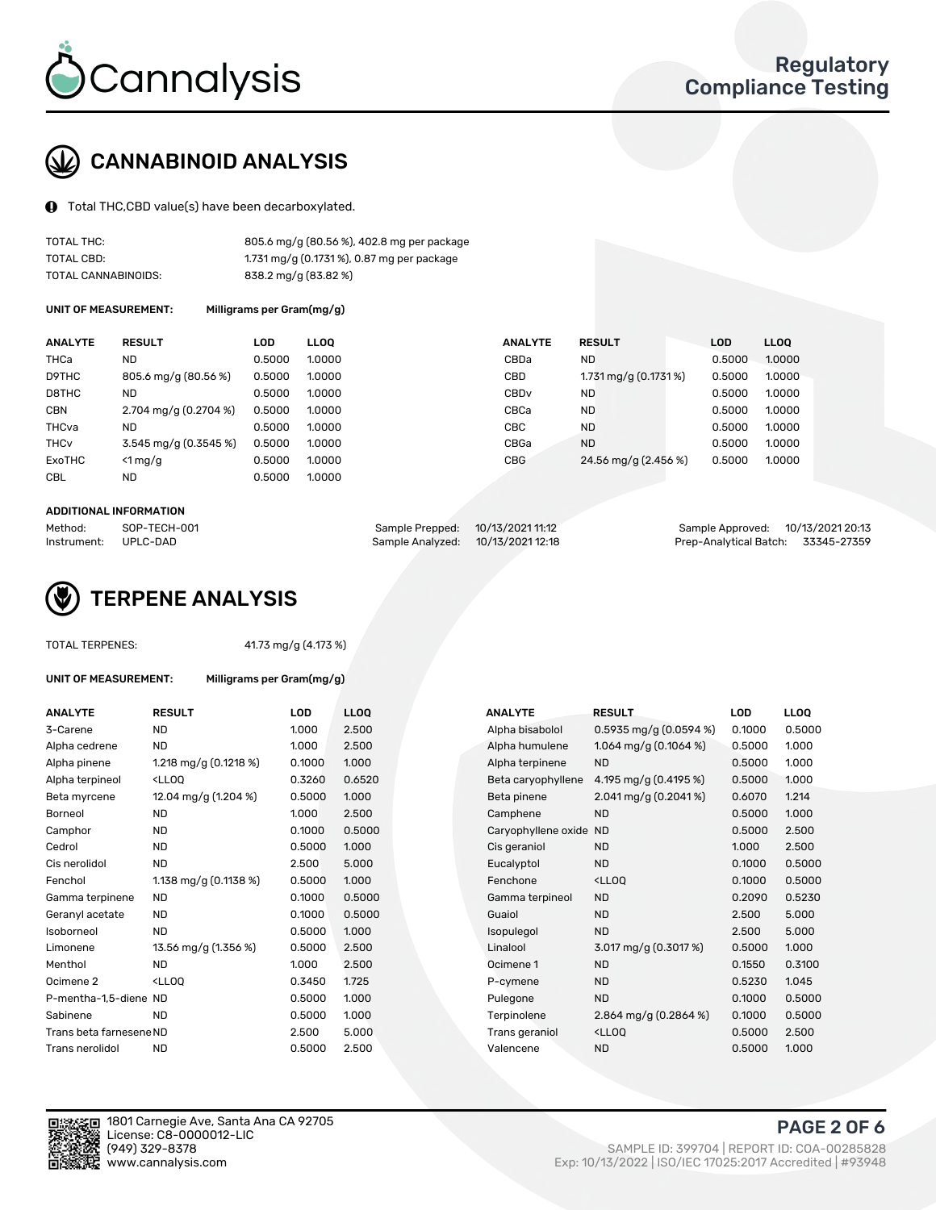Cannalysis

Regulatory Compliance Testing

## CANNABINOID ANALYSIS

Total THC,CBD value(s) have been decarboxylated.

| | |
|---|---|
| TOTAL THC: | 805.6 mg/g (80.56 %), 402.8 mg per package |
| TOTAL CBD: | 1.731 mg/g (0.1731 %), 0.87 mg per package |
| TOTAL CANNABINOIDS: | 838.2 mg/g (83.82 %) |

**UNIT OF MEASUREMENT:** Milligrams per Gram(mg/g)

| ANALYTE | RESULT | LOD | LLOQ | ANALYTE | RESULT | LOD | LLOQ |
|---|---|---|---|---|---|---|---|
| THCa | ND | 0.5000 | 1.0000 | CBDa | ND | 0.5000 | 1.0000 |
| D9THC | 805.6 mg/g (80.56 %) | 0.5000 | 1.0000 | CBD | 1.731 mg/g (0.1731 %) | 0.5000 | 1.0000 |
| D8THC | ND | 0.5000 | 1.0000 | CBDv | ND | 0.5000 | 1.0000 |
| CBN | 2.704 mg/g (0.2704 %) | 0.5000 | 1.0000 | CBCa | ND | 0.5000 | 1.0000 |
| THCva | ND | 0.5000 | 1.0000 | CBC | ND | 0.5000 | 1.0000 |
| THCv | 3.545 mg/g (0.3545 %) | 0.5000 | 1.0000 | CBGa | ND | 0.5000 | 1.0000 |
| ExoTHC | <1 mg/g | 0.5000 | 1.0000 | CBG | 24.56 mg/g (2.456 %) | 0.5000 | 1.0000 |
| CBL | ND | 0.5000 | 1.0000 | | | | |

**ADDITIONAL INFORMATION**

| | | | | | |
|---|---|---|---|---|---|
| Method: | SOP-TECH-001 | Sample Prepped: | 10/13/2021 11:12 | Sample Approved: | 10/13/2021 20:13 |
| Instrument: | UPLC-DAD | Sample Analyzed: | 10/13/2021 12:18 | Prep-Analytical Batch: | 33345-27359 |

## TERPENE ANALYSIS

TOTAL TERPENES: 41.73 mg/g (4.173 %)

**UNIT OF MEASUREMENT:** Milligrams per Gram(mg/g)

| ANALYTE | RESULT | LOD | LLOQ | ANALYTE | RESULT | LOD | LLOQ |
|---|---|---|---|---|---|---|---|
| 3-Carene | ND | 1.000 | 2.500 | Alpha bisabolol | 0.5935 mg/g (0.0594 %) | 0.1000 | 0.5000 |
| Alpha cedrene | ND | 1.000 | 2.500 | Alpha humulene | 1.064 mg/g (0.1064 %) | 0.5000 | 1.000 |
| Alpha pinene | 1.218 mg/g (0.1218 %) | 0.1000 | 1.000 | Alpha terpinene | ND | 0.5000 | 1.000 |
| Alpha terpineol | <LLOQ | 0.3260 | 0.6520 | Beta caryophyllene | 4.195 mg/g (0.4195 %) | 0.5000 | 1.000 |
| Beta myrcene | 12.04 mg/g (1.204 %) | 0.5000 | 1.000 | Beta pinene | 2.041 mg/g (0.2041 %) | 0.6070 | 1.214 |
| Borneol | ND | 1.000 | 2.500 | Camphene | ND | 0.5000 | 1.000 |
| Camphor | ND | 0.1000 | 0.5000 | Caryophyllene oxide | ND | 0.5000 | 2.500 |
| Cedrol | ND | 0.5000 | 1.000 | Cis geraniol | ND | 1.000 | 2.500 |
| Cis nerolidol | ND | 2.500 | 5.000 | Eucalyptol | ND | 0.1000 | 0.5000 |
| Fenchol | 1.138 mg/g (0.1138 %) | 0.5000 | 1.000 | Fenchone | <LLOQ | 0.1000 | 0.5000 |
| Gamma terpinene | ND | 0.1000 | 0.5000 | Gamma terpineol | ND | 0.2090 | 0.5230 |
| Geranyl acetate | ND | 0.1000 | 0.5000 | Guaiol | ND | 2.500 | 5.000 |
| Isoborneol | ND | 0.5000 | 1.000 | Isopulegol | ND | 2.500 | 5.000 |
| Limonene | 13.56 mg/g (1.356 %) | 0.5000 | 2.500 | Linalool | 3.017 mg/g (0.3017 %) | 0.5000 | 1.000 |
| Menthol | ND | 1.000 | 2.500 | Ocimene 1 | ND | 0.1550 | 0.3100 |
| Ocimene 2 | <LLOQ | 0.3450 | 1.725 | P-cymene | ND | 0.5230 | 1.045 |
| P-mentha-1,5-diene | ND | 0.5000 | 1.000 | Pulegone | ND | 0.1000 | 0.5000 |
| Sabinene | ND | 0.5000 | 1.000 | Terpinolene | 2.864 mg/g (0.2864 %) | 0.1000 | 0.5000 |
| Trans beta farnesene | ND | 2.500 | 5.000 | Trans geraniol | <LLOQ | 0.5000 | 2.500 |
| Trans nerolidol | ND | 0.5000 | 2.500 | Valencene | ND | 0.5000 | 1.000 |

1801 Carnegie Ave, Santa Ana CA 92705
License: C8-0000012-LIC
(949) 329-8378
www.cannalysis.com

SAMPLE ID: 399704 | REPORT ID: COA-00285828
Exp: 10/13/2022 | ISO/IEC 17025:2017 Accredited | #93948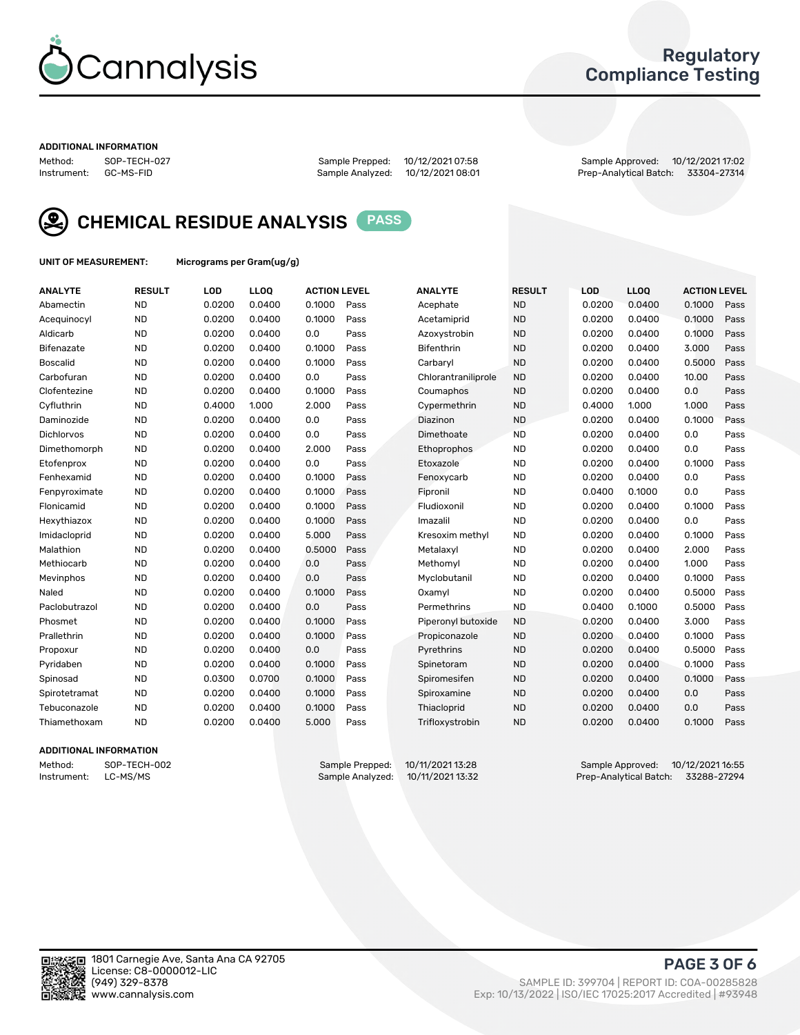# Regulatory Compliance Testing

**ADDITIONAL INFORMATION**

| Method: | SOP-TECH-027 | Sample Prepped: | 10/12/2021 07:58 | Sample Approved: | 10/12/2021 17:02 |
|---|---|---|---|---|---|
| Instrument: | GC-MS-FID | Sample Analyzed: | 10/12/2021 08:01 | Prep-Analytical Batch: | 33304-27314 |

## CHEMICAL RESIDUE ANALYSIS PASS

**UNIT OF MEASUREMENT:** Micrograms per Gram(ug/g)

| ANALYTE | RESULT | LOD | LLOQ | ACTION LEVEL | | ANALYTE | RESULT | LOD | LLOQ | ACTION LEVEL | |
|---|---|---|---|---|---|---|---|---|---|---|---|
| Abamectin | ND | 0.0200 | 0.0400 | 0.1000 | Pass | Acephate | ND | 0.0200 | 0.0400 | 0.1000 | Pass |
| Acequinocyl | ND | 0.0200 | 0.0400 | 0.1000 | Pass | Acetamiprid | ND | 0.0200 | 0.0400 | 0.1000 | Pass |
| Aldicarb | ND | 0.0200 | 0.0400 | 0.0 | Pass | Azoxystrobin | ND | 0.0200 | 0.0400 | 0.1000 | Pass |
| Bifenazate | ND | 0.0200 | 0.0400 | 0.1000 | Pass | Bifenthrin | ND | 0.0200 | 0.0400 | 3.000 | Pass |
| Boscalid | ND | 0.0200 | 0.0400 | 0.1000 | Pass | Carbaryl | ND | 0.0200 | 0.0400 | 0.5000 | Pass |
| Carbofuran | ND | 0.0200 | 0.0400 | 0.0 | Pass | Chlorantraniliprole | ND | 0.0200 | 0.0400 | 10.00 | Pass |
| Clofentezine | ND | 0.0200 | 0.0400 | 0.1000 | Pass | Coumaphos | ND | 0.0200 | 0.0400 | 0.0 | Pass |
| Cyfluthrin | ND | 0.4000 | 1.000 | 2.000 | Pass | Cypermethrin | ND | 0.4000 | 1.000 | 1.000 | Pass |
| Daminozide | ND | 0.0200 | 0.0400 | 0.0 | Pass | Diazinon | ND | 0.0200 | 0.0400 | 0.1000 | Pass |
| Dichlorvos | ND | 0.0200 | 0.0400 | 0.0 | Pass | Dimethoate | ND | 0.0200 | 0.0400 | 0.0 | Pass |
| Dimethomorph | ND | 0.0200 | 0.0400 | 2.000 | Pass | Ethoprophos | ND | 0.0200 | 0.0400 | 0.0 | Pass |
| Etofenprox | ND | 0.0200 | 0.0400 | 0.0 | Pass | Etoxazole | ND | 0.0200 | 0.0400 | 0.1000 | Pass |
| Fenhexamid | ND | 0.0200 | 0.0400 | 0.1000 | Pass | Fenoxycarb | ND | 0.0200 | 0.0400 | 0.0 | Pass |
| Fenpyroximate | ND | 0.0200 | 0.0400 | 0.1000 | Pass | Fipronil | ND | 0.0400 | 0.1000 | 0.0 | Pass |
| Flonicamid | ND | 0.0200 | 0.0400 | 0.1000 | Pass | Fludioxonil | ND | 0.0200 | 0.0400 | 0.1000 | Pass |
| Hexythiazox | ND | 0.0200 | 0.0400 | 0.1000 | Pass | Imazalil | ND | 0.0200 | 0.0400 | 0.0 | Pass |
| Imidacloprid | ND | 0.0200 | 0.0400 | 5.000 | Pass | Kresoxim methyl | ND | 0.0200 | 0.0400 | 0.1000 | Pass |
| Malathion | ND | 0.0200 | 0.0400 | 0.5000 | Pass | Metalaxyl | ND | 0.0200 | 0.0400 | 2.000 | Pass |
| Methiocarb | ND | 0.0200 | 0.0400 | 0.0 | Pass | Methomyl | ND | 0.0200 | 0.0400 | 1.000 | Pass |
| Mevinphos | ND | 0.0200 | 0.0400 | 0.0 | Pass | Myclobutanil | ND | 0.0200 | 0.0400 | 0.1000 | Pass |
| Naled | ND | 0.0200 | 0.0400 | 0.1000 | Pass | Oxamyl | ND | 0.0200 | 0.0400 | 0.5000 | Pass |
| Paclobutrazol | ND | 0.0200 | 0.0400 | 0.0 | Pass | Permethrins | ND | 0.0400 | 0.1000 | 0.5000 | Pass |
| Phosmet | ND | 0.0200 | 0.0400 | 0.1000 | Pass | Piperonyl butoxide | ND | 0.0200 | 0.0400 | 3.000 | Pass |
| Prallethrin | ND | 0.0200 | 0.0400 | 0.1000 | Pass | Propiconazole | ND | 0.0200 | 0.0400 | 0.1000 | Pass |
| Propoxur | ND | 0.0200 | 0.0400 | 0.0 | Pass | Pyrethrins | ND | 0.0200 | 0.0400 | 0.5000 | Pass |
| Pyridaben | ND | 0.0200 | 0.0400 | 0.1000 | Pass | Spinetoram | ND | 0.0200 | 0.0400 | 0.1000 | Pass |
| Spinosad | ND | 0.0300 | 0.0700 | 0.1000 | Pass | Spiromesifen | ND | 0.0200 | 0.0400 | 0.1000 | Pass |
| Spirotetramat | ND | 0.0200 | 0.0400 | 0.1000 | Pass | Spiroxamine | ND | 0.0200 | 0.0400 | 0.0 | Pass |
| Tebuconazole | ND | 0.0200 | 0.0400 | 0.1000 | Pass | Thiacloprid | ND | 0.0200 | 0.0400 | 0.0 | Pass |
| Thiamethoxam | ND | 0.0200 | 0.0400 | 5.000 | Pass | Trifloxystrobin | ND | 0.0200 | 0.0400 | 0.1000 | Pass |

**ADDITIONAL INFORMATION**

| Method: | SOP-TECH-002 | Sample Prepped: | 10/11/2021 13:28 | Sample Approved: | 10/12/2021 16:55 |
|---|---|---|---|---|---|
| Instrument: | LC-MS/MS | Sample Analyzed: | 10/11/2021 13:32 | Prep-Analytical Batch: | 33288-27294 |

1801 Carnegie Ave, Santa Ana CA 92705
License: C8-0000012-LIC
(949) 329-8378
www.cannalysis.com

SAMPLE ID: 399704 | REPORT ID: COA-00285828
Exp: 10/13/2022 | ISO/IEC 17025:2017 Accredited | #93948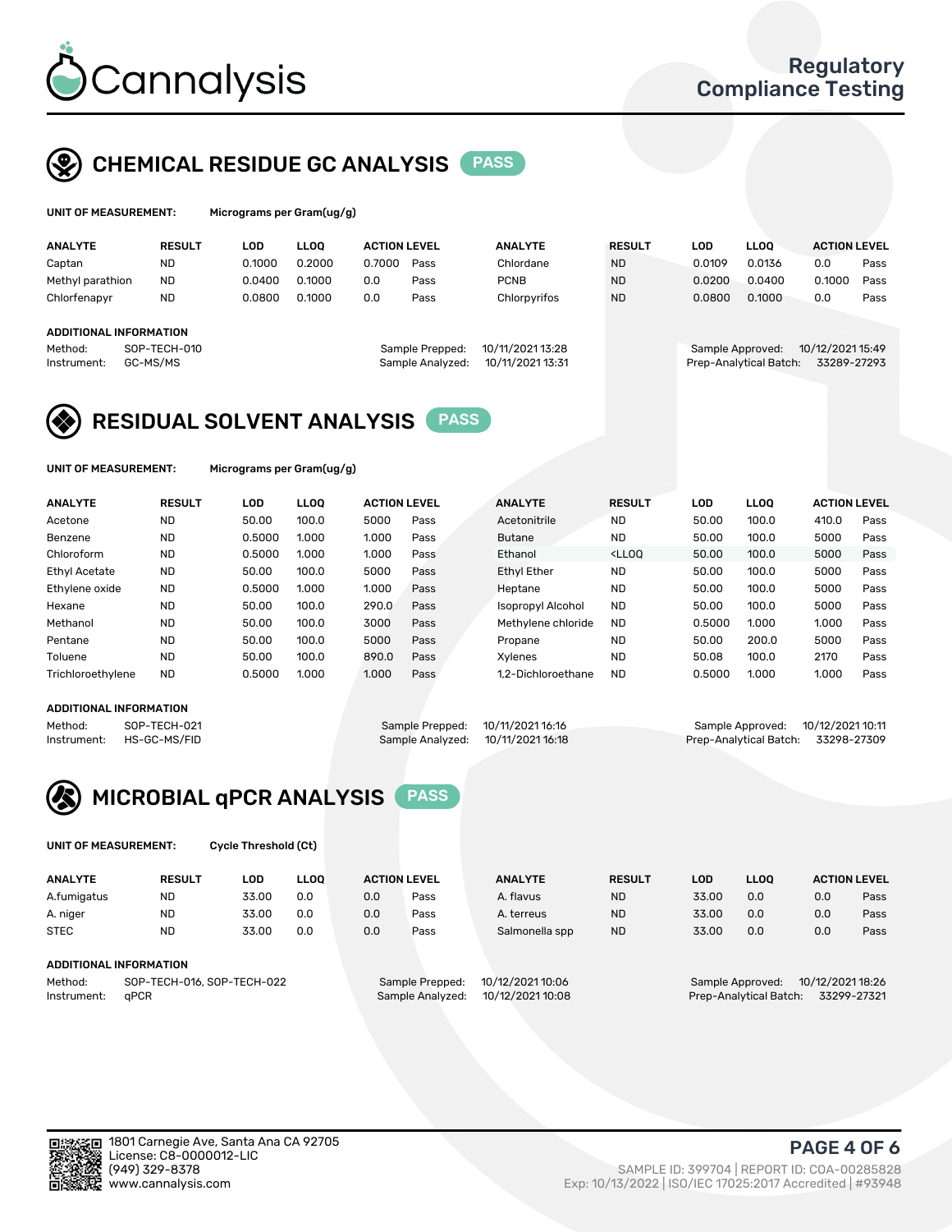# Cannalysis

## Regulatory Compliance Testing

## CHEMICAL RESIDUE GC ANALYSIS PASS

**UNIT OF MEASUREMENT:** Micrograms per Gram(ug/g)

| ANALYTE | RESULT | LOD | LLOQ | ACTION LEVEL | | ANALYTE | RESULT | LOD | LLOQ | ACTION LEVEL | |
|---|---|---|---|---|---|---|---|---|---|---|---|
| Captan | ND | 0.1000 | 0.2000 | 0.7000 | Pass | Chlordane | ND | 0.0109 | 0.0136 | 0.0 | Pass |
| Methyl parathion | ND | 0.0400 | 0.1000 | 0.0 | Pass | PCNB | ND | 0.0200 | 0.0400 | 0.1000 | Pass |
| Chlorfenapyr | ND | 0.0800 | 0.1000 | 0.0 | Pass | Chlorpyrifos | ND | 0.0800 | 0.1000 | 0.0 | Pass |

**ADDITIONAL INFORMATION**

Method: SOP-TECH-010
Instrument: GC-MS/MS
Sample Prepped: 10/11/2021 13:28
Sample Analyzed: 10/11/2021 13:31
Sample Approved: 10/12/2021 15:49
Prep-Analytical Batch: 33289-27293

## RESIDUAL SOLVENT ANALYSIS PASS

**UNIT OF MEASUREMENT:** Micrograms per Gram(ug/g)

| ANALYTE | RESULT | LOD | LLOQ | ACTION LEVEL | | ANALYTE | RESULT | LOD | LLOQ | ACTION LEVEL | |
|---|---|---|---|---|---|---|---|---|---|---|---|
| Acetone | ND | 50.00 | 100.0 | 5000 | Pass | Acetonitrile | ND | 50.00 | 100.0 | 410.0 | Pass |
| Benzene | ND | 0.5000 | 1.000 | 1.000 | Pass | Butane | ND | 50.00 | 100.0 | 5000 | Pass |
| Chloroform | ND | 0.5000 | 1.000 | 1.000 | Pass | Ethanol | <LLOQ | 50.00 | 100.0 | 5000 | Pass |
| Ethyl Acetate | ND | 50.00 | 100.0 | 5000 | Pass | Ethyl Ether | ND | 50.00 | 100.0 | 5000 | Pass |
| Ethylene oxide | ND | 0.5000 | 1.000 | 1.000 | Pass | Heptane | ND | 50.00 | 100.0 | 5000 | Pass |
| Hexane | ND | 50.00 | 100.0 | 290.0 | Pass | Isopropyl Alcohol | ND | 50.00 | 100.0 | 5000 | Pass |
| Methanol | ND | 50.00 | 100.0 | 3000 | Pass | Methylene chloride | ND | 0.5000 | 1.000 | 1.000 | Pass |
| Pentane | ND | 50.00 | 100.0 | 5000 | Pass | Propane | ND | 50.00 | 200.0 | 5000 | Pass |
| Toluene | ND | 50.00 | 100.0 | 890.0 | Pass | Xylenes | ND | 50.08 | 100.0 | 2170 | Pass |
| Trichloroethylene | ND | 0.5000 | 1.000 | 1.000 | Pass | 1,2-Dichloroethane | ND | 0.5000 | 1.000 | 1.000 | Pass |

**ADDITIONAL INFORMATION**

Method: SOP-TECH-021
Instrument: HS-GC-MS/FID
Sample Prepped: 10/11/2021 16:16
Sample Analyzed: 10/11/2021 16:18
Sample Approved: 10/12/2021 10:11
Prep-Analytical Batch: 33298-27309

## MICROBIAL qPCR ANALYSIS PASS

**UNIT OF MEASUREMENT:** Cycle Threshold (Ct)

| ANALYTE | RESULT | LOD | LLOQ | ACTION LEVEL | | ANALYTE | RESULT | LOD | LLOQ | ACTION LEVEL | |
|---|---|---|---|---|---|---|---|---|---|---|---|
| A.fumigatus | ND | 33.00 | 0.0 | 0.0 | Pass | A. flavus | ND | 33.00 | 0.0 | 0.0 | Pass |
| A. niger | ND | 33.00 | 0.0 | 0.0 | Pass | A. terreus | ND | 33.00 | 0.0 | 0.0 | Pass |
| STEC | ND | 33.00 | 0.0 | 0.0 | Pass | Salmonella spp | ND | 33.00 | 0.0 | 0.0 | Pass |

**ADDITIONAL INFORMATION**

Method: SOP-TECH-016, SOP-TECH-022
Instrument: qPCR
Sample Prepped: 10/12/2021 10:06
Sample Analyzed: 10/12/2021 10:08
Sample Approved: 10/12/2021 18:26
Prep-Analytical Batch: 33299-27321

1801 Carnegie Ave, Santa Ana CA 92705
License: C8-0000012-LIC
(949) 329-8378
www.cannalysis.com

SAMPLE ID: 399704 | REPORT ID: COA-00285828
Exp: 10/13/2022 | ISO/IEC 17025:2017 Accredited | #93948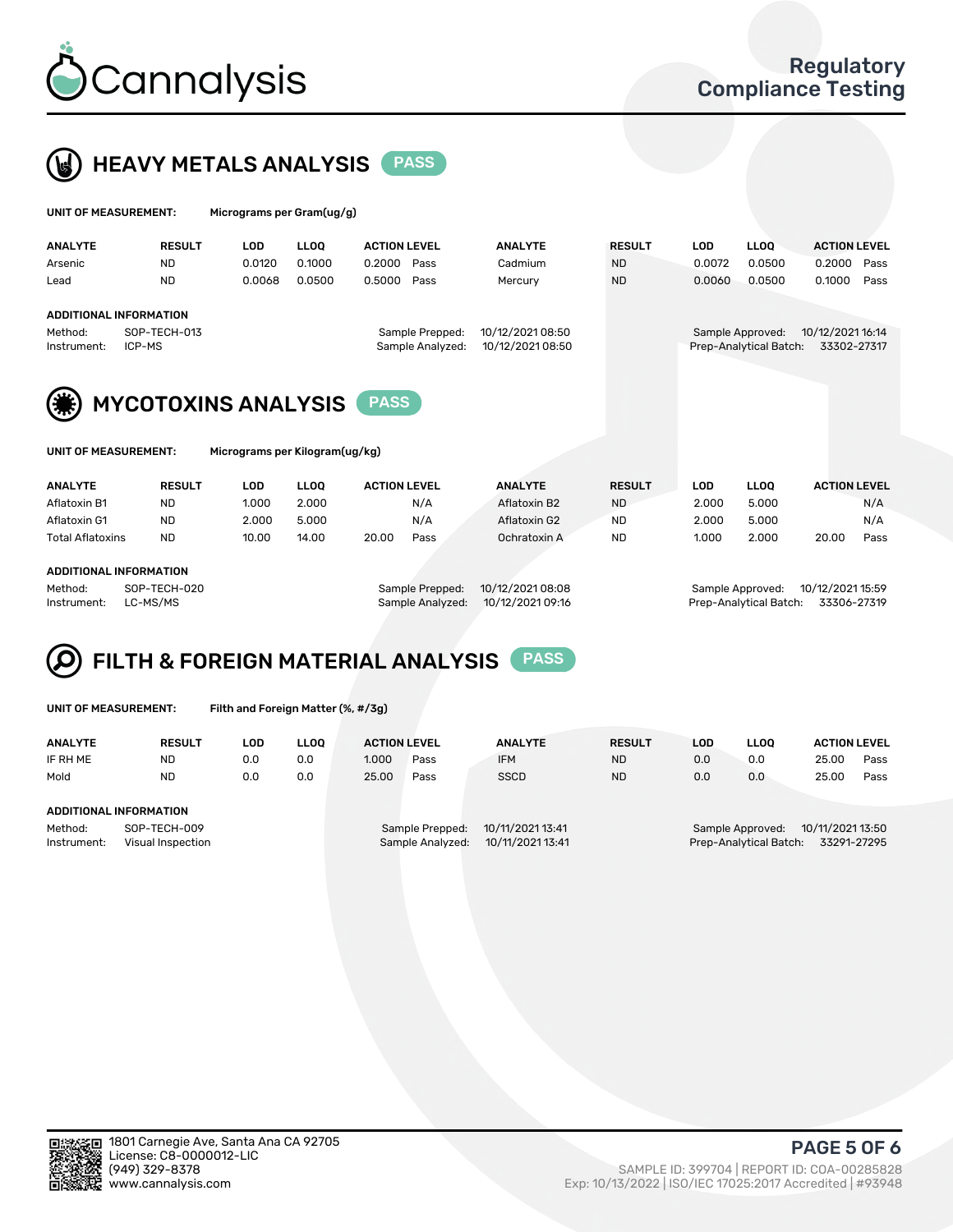# HEAVY METALS ANALYSIS PASS

**UNIT OF MEASUREMENT:** Micrograms per Gram(ug/g)

| ANALYTE | RESULT | LOD | LLOQ | ACTION LEVEL | | ANALYTE | RESULT | LOD | LLOQ | ACTION LEVEL | |
|---|---|---|---|---|---|---|---|---|---|---|---|
| Arsenic | ND | 0.0120 | 0.1000 | 0.2000 | Pass | Cadmium | ND | 0.0072 | 0.0500 | 0.2000 | Pass |
| Lead | ND | 0.0068 | 0.0500 | 0.5000 | Pass | Mercury | ND | 0.0060 | 0.0500 | 0.1000 | Pass |

**ADDITIONAL INFORMATION**

Method: SOP-TECH-013
Instrument: ICP-MS

Sample Prepped: 10/12/2021 08:50
Sample Analyzed: 10/12/2021 08:50

Sample Approved: 10/12/2021 16:14
Prep-Analytical Batch: 33302-27317

# MYCOTOXINS ANALYSIS PASS

**UNIT OF MEASUREMENT:** Micrograms per Kilogram(ug/kg)

| ANALYTE | RESULT | LOD | LLOQ | ACTION LEVEL | | ANALYTE | RESULT | LOD | LLOQ | ACTION LEVEL | |
|---|---|---|---|---|---|---|---|---|---|---|---|
| Aflatoxin B1 | ND | 1.000 | 2.000 | | N/A | Aflatoxin B2 | ND | 2.000 | 5.000 | | N/A |
| Aflatoxin G1 | ND | 2.000 | 5.000 | | N/A | Aflatoxin G2 | ND | 2.000 | 5.000 | | N/A |
| Total Aflatoxins | ND | 10.00 | 14.00 | 20.00 | Pass | Ochratoxin A | ND | 1.000 | 2.000 | 20.00 | Pass |

**ADDITIONAL INFORMATION**

Method: SOP-TECH-020
Instrument: LC-MS/MS

Sample Prepped: 10/12/2021 08:08
Sample Analyzed: 10/12/2021 09:16

Sample Approved: 10/12/2021 15:59
Prep-Analytical Batch: 33306-27319

# FILTH & FOREIGN MATERIAL ANALYSIS PASS

**UNIT OF MEASUREMENT:** Filth and Foreign Matter (%, #/3g)

| ANALYTE | RESULT | LOD | LLOQ | ACTION LEVEL | | ANALYTE | RESULT | LOD | LLOQ | ACTION LEVEL | |
|---|---|---|---|---|---|---|---|---|---|---|---|
| IF RH ME | ND | 0.0 | 0.0 | 1.000 | Pass | IFM | ND | 0.0 | 0.0 | 25.00 | Pass |
| Mold | ND | 0.0 | 0.0 | 25.00 | Pass | SSCD | ND | 0.0 | 0.0 | 25.00 | Pass |

**ADDITIONAL INFORMATION**

Method: SOP-TECH-009
Instrument: Visual Inspection

Sample Prepped: 10/11/2021 13:41
Sample Analyzed: 10/11/2021 13:41

Sample Approved: 10/11/2021 13:50
Prep-Analytical Batch: 33291-27295

1801 Carnegie Ave, Santa Ana CA 92705
License: C8-0000012-LIC
(949) 329-8378
www.cannalysis.com

SAMPLE ID: 399704 | REPORT ID: COA-00285828
Exp: 10/13/2022 | ISO/IEC 17025:2017 Accredited | #93948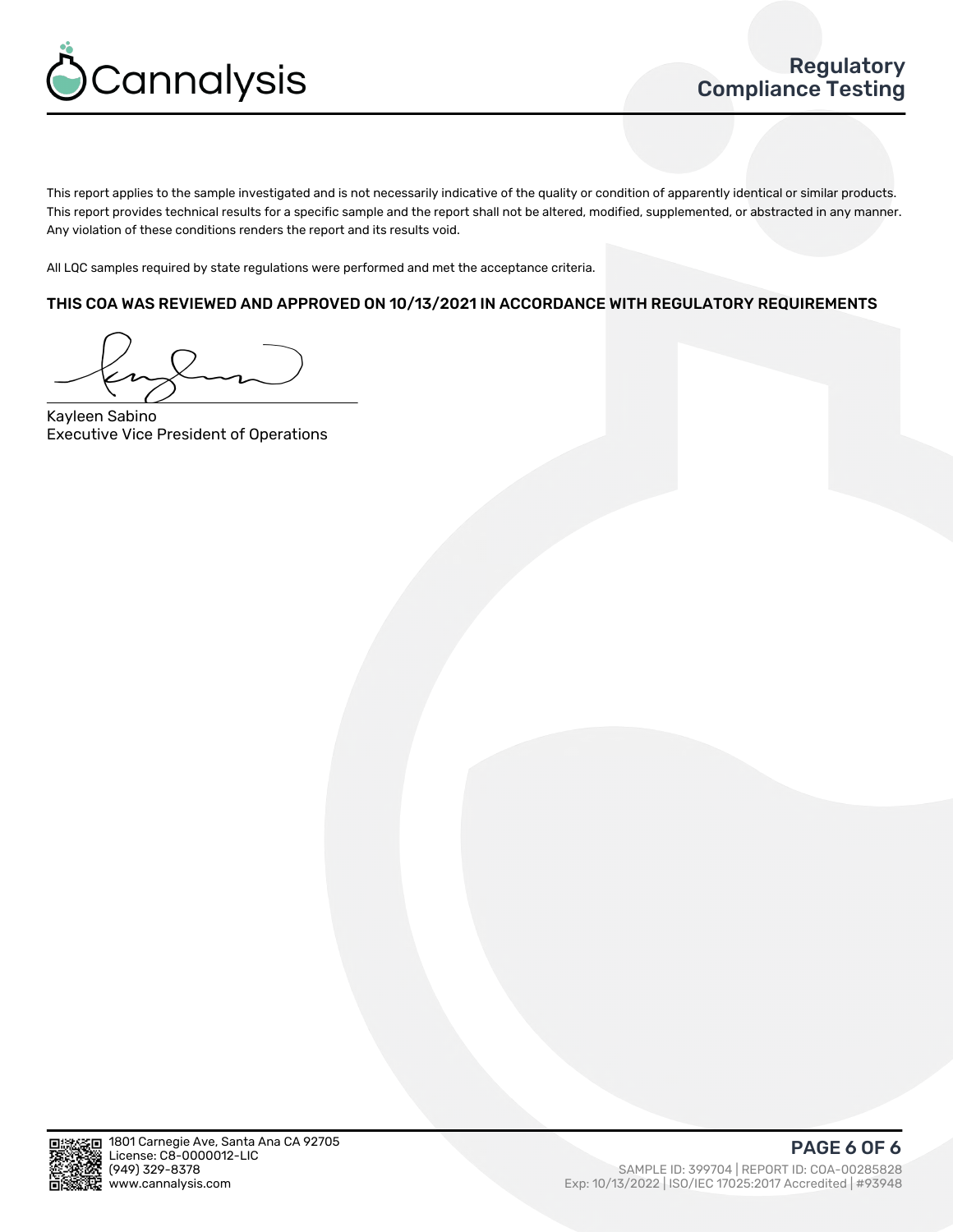This report applies to the sample investigated and is not necessarily indicative of the quality or condition of apparently identical or similar products. This report provides technical results for a specific sample and the report shall not be altered, modified, supplemented, or abstracted in any manner. Any violation of these conditions renders the report and its results void.

All LQC samples required by state regulations were performed and met the acceptance criteria.

**THIS COA WAS REVIEWED AND APPROVED ON 10/13/2021 IN ACCORDANCE WITH REGULATORY REQUIREMENTS**

Kayleen Sabino
Executive Vice President of Operations

1801 Carnegie Ave, Santa Ana CA 92705
License: C8-0000012-LIC
(949) 329-8378
www.cannalysis.com

SAMPLE ID: 399704 | REPORT ID: COA-00285828
Exp: 10/13/2022 | ISO/IEC 17025:2017 Accredited | #93948